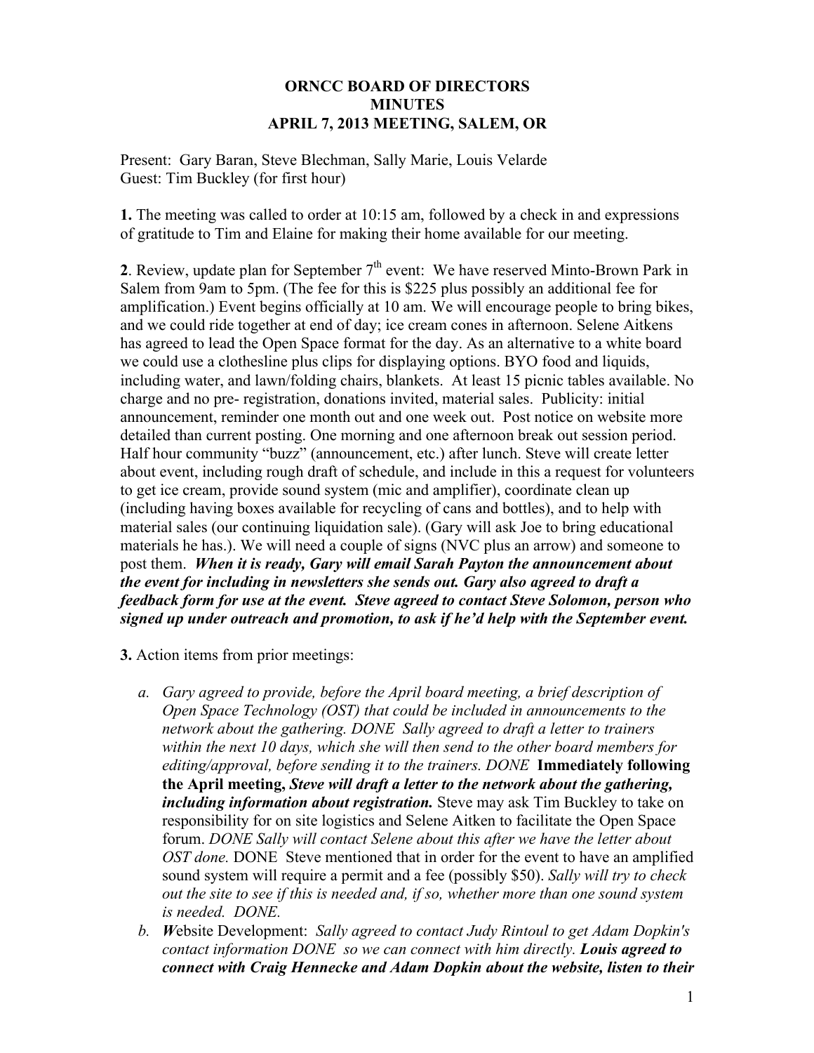**ORNCC BOARD OF DIRECTORS**
**MINUTES**
**APRIL 7, 2013 MEETING, SALEM, OR**

Present: Gary Baran, Steve Blechman, Sally Marie, Louis Velarde
Guest: Tim Buckley (for first hour)

**1.** The meeting was called to order at 10:15 am, followed by a check in and expressions of gratitude to Tim and Elaine for making their home available for our meeting.

**2**. Review, update plan for September 7th event: We have reserved Minto-Brown Park in Salem from 9am to 5pm. (The fee for this is $225 plus possibly an additional fee for amplification.) Event begins officially at 10 am. We will encourage people to bring bikes, and we could ride together at end of day; ice cream cones in afternoon. Selene Aitkens has agreed to lead the Open Space format for the day. As an alternative to a white board we could use a clothesline plus clips for displaying options. BYO food and liquids, including water, and lawn/folding chairs, blankets. At least 15 picnic tables available. No charge and no pre- registration, donations invited, material sales. Publicity: initial announcement, reminder one month out and one week out. Post notice on website more detailed than current posting. One morning and one afternoon break out session period. Half hour community "buzz" (announcement, etc.) after lunch. Steve will create letter about event, including rough draft of schedule, and include in this a request for volunteers to get ice cream, provide sound system (mic and amplifier), coordinate clean up (including having boxes available for recycling of cans and bottles), and to help with material sales (our continuing liquidation sale). (Gary will ask Joe to bring educational materials he has.). We will need a couple of signs (NVC plus an arrow) and someone to post them. ***When it is ready, Gary will email Sarah Payton the announcement about the event for including in newsletters she sends out. Gary also agreed to draft a feedback form for use at the event. Steve agreed to contact Steve Solomon, person who signed up under outreach and promotion, to ask if he'd help with the September event.***

**3.** Action items from prior meetings:

*a. Gary agreed to provide, before the April board meeting, a brief description of Open Space Technology (OST) that could be included in announcements to the network about the gathering. DONE Sally agreed to draft a letter to trainers within the next 10 days, which she will then send to the other board members for editing/approval, before sending it to the trainers. DONE* **Immediately following the April meeting,** ***Steve will draft a letter to the network about the gathering, including information about registration.*** Steve may ask Tim Buckley to take on responsibility for on site logistics and Selene Aitken to facilitate the Open Space forum. *DONE Sally will contact Selene about this after we have the letter about OST done.* DONE Steve mentioned that in order for the event to have an amplified sound system will require a permit and a fee (possibly $50). *Sally will try to check out the site to see if this is needed and, if so, whether more than one sound system is needed. DONE.*

*b. **W**ebsite* Development: *Sally agreed to contact Judy Rintoul to get Adam Dopkin's contact information DONE so we can connect with him directly.* ***Louis agreed to connect with Craig Hennecke and Adam Dopkin about the website, listen to their***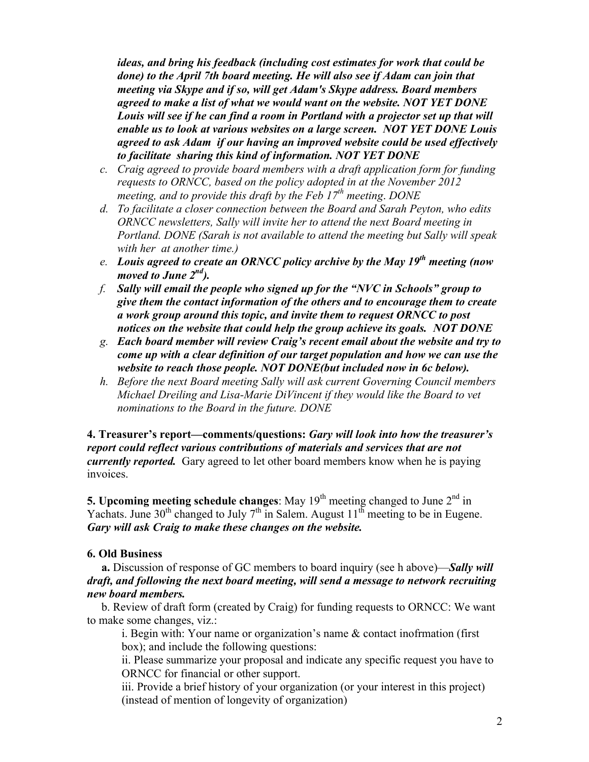***ideas, and bring his feedback (including cost estimates for work that could be done) to the April 7th board meeting. He will also see if Adam can join that meeting via Skype and if so, will get Adam's Skype address. Board members agreed to make a list of what we would want on the website. NOT YET DONE Louis will see if he can find a room in Portland with a projector set up that will enable us to look at various websites on a large screen. NOT YET DONE Louis agreed to ask Adam if our having an improved website could be used effectively to facilitate sharing this kind of information. NOT YET DONE***

c. *Craig agreed to provide board members with a draft application form for funding requests to ORNCC, based on the policy adopted in at the November 2012 meeting, and to provide this draft by the Feb 17th meeting. DONE*
d. *To facilitate a closer connection between the Board and Sarah Peyton, who edits ORNCC newsletters, Sally will invite her to attend the next Board meeting in Portland. DONE (Sarah is not available to attend the meeting but Sally will speak with her at another time.)*
e. ***Louis agreed to create an ORNCC policy archive by the May 19th meeting (now moved to June 2nd).***
f. ***Sally will email the people who signed up for the "NVC in Schools" group to give them the contact information of the others and to encourage them to create a work group around this topic, and invite them to request ORNCC to post notices on the website that could help the group achieve its goals. NOT DONE***
g. ***Each board member will review Craig's recent email about the website and try to come up with a clear definition of our target population and how we can use the website to reach those people. NOT DONE(but included now in 6c below).***
h. *Before the next Board meeting Sally will ask current Governing Council members Michael Dreiling and Lisa-Marie DiVincent if they would like the Board to vet nominations to the Board in the future. DONE*

**4. Treasurer's report—comments/questions:** ***Gary will look into how the treasurer's report could reflect various contributions of materials and services that are not currently reported.*** Gary agreed to let other board members know when he is paying invoices.

**5. Upcoming meeting schedule changes**: May 19th meeting changed to June 2nd in Yachats. June 30th changed to July 7th in Salem. August 11th meeting to be in Eugene. ***Gary will ask Craig to make these changes on the website.***

**6. Old Business**

**a.** Discussion of response of GC members to board inquiry (see h above)—***Sally will draft, and following the next board meeting, will send a message to network recruiting new board members.***

b. Review of draft form (created by Craig) for funding requests to ORNCC: We want to make some changes, viz.:

i. Begin with: Your name or organization's name & contact inofrmation (first box); and include the following questions:

ii. Please summarize your proposal and indicate any specific request you have to ORNCC for financial or other support.

iii. Provide a brief history of your organization (or your interest in this project) (instead of mention of longevity of organization)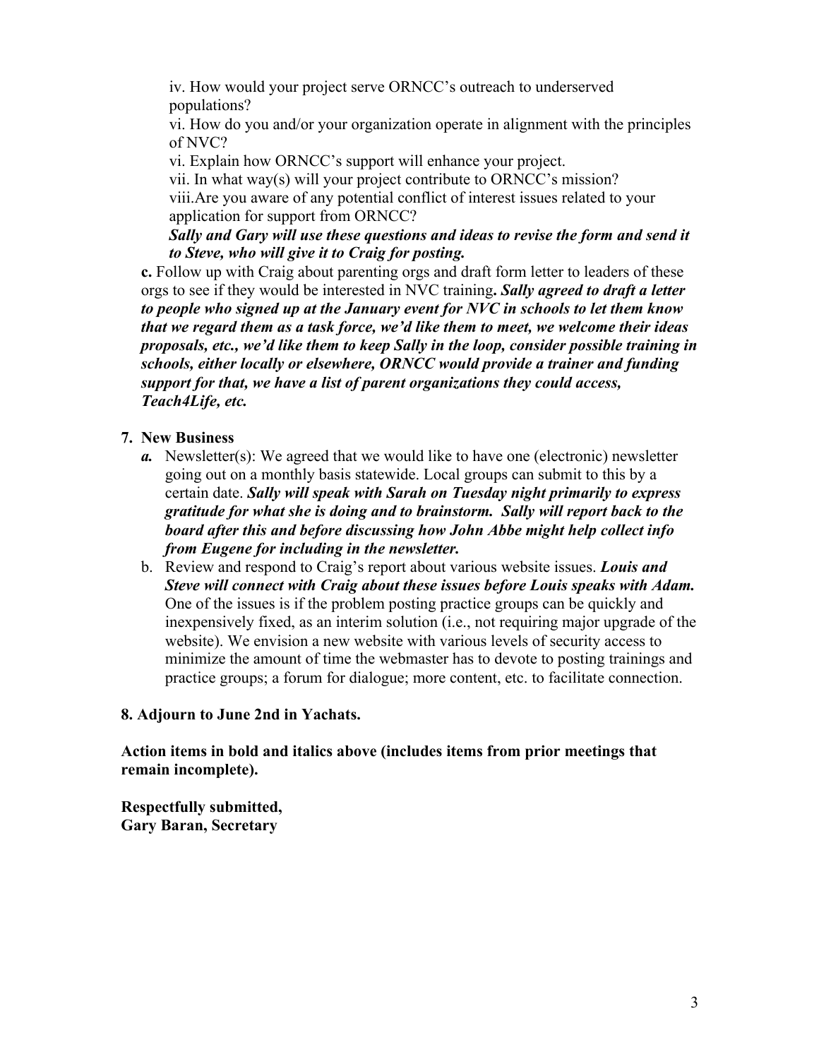iv. How would your project serve ORNCC's outreach to underserved populations?

vi. How do you and/or your organization operate in alignment with the principles of NVC?

vi. Explain how ORNCC's support will enhance your project.

vii. In what way(s) will your project contribute to ORNCC's mission?

viii.Are you aware of any potential conflict of interest issues related to your application for support from ORNCC?

***Sally and Gary will use these questions and ideas to revise the form and send it to Steve, who will give it to Craig for posting.***

**c.** Follow up with Craig about parenting orgs and draft form letter to leaders of these orgs to see if they would be interested in NVC training**.** ***Sally agreed to draft a letter to people who signed up at the January event for NVC in schools to let them know that we regard them as a task force, we'd like them to meet, we welcome their ideas proposals, etc., we'd like them to keep Sally in the loop, consider possible training in schools, either locally or elsewhere, ORNCC would provide a trainer and funding support for that, we have a list of parent organizations they could access, Teach4Life, etc.***

**7. New Business**

***a.*** Newsletter(s): We agreed that we would like to have one (electronic) newsletter going out on a monthly basis statewide. Local groups can submit to this by a certain date. ***Sally will speak with Sarah on Tuesday night primarily to express gratitude for what she is doing and to brainstorm. Sally will report back to the board after this and before discussing how John Abbe might help collect info from Eugene for including in the newsletter.***

b. Review and respond to Craig's report about various website issues. ***Louis and Steve will connect with Craig about these issues before Louis speaks with Adam.*** One of the issues is if the problem posting practice groups can be quickly and inexpensively fixed, as an interim solution (i.e., not requiring major upgrade of the website). We envision a new website with various levels of security access to minimize the amount of time the webmaster has to devote to posting trainings and practice groups; a forum for dialogue; more content, etc. to facilitate connection.

**8. Adjourn to June 2nd in Yachats.**

**Action items in bold and italics above (includes items from prior meetings that remain incomplete).**

**Respectfully submitted,**
**Gary Baran, Secretary**